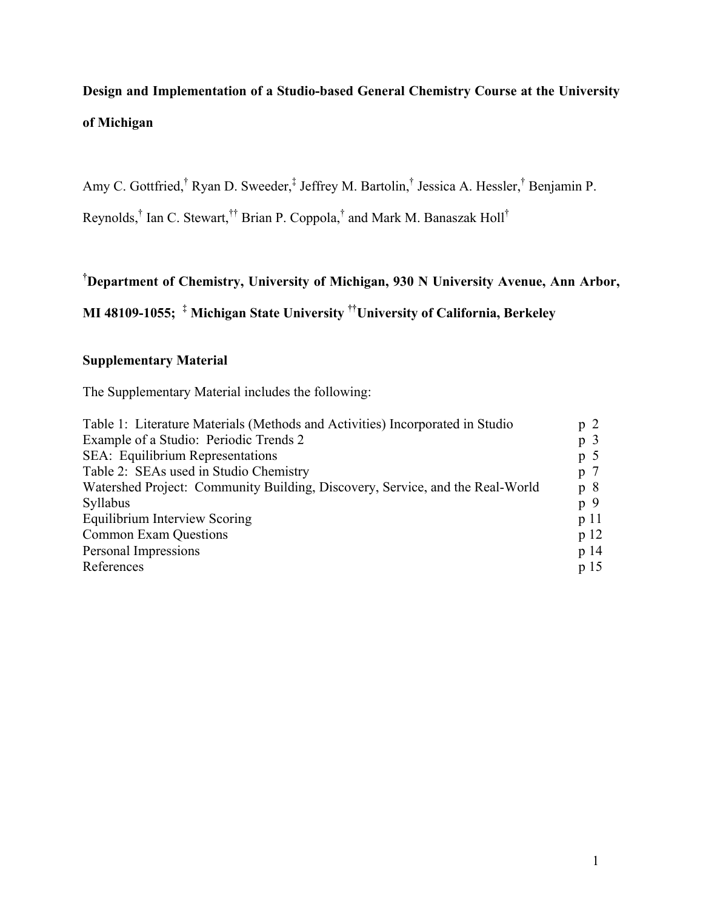**Design and Implementation of a Studio-based General Chemistry Course at the University of Michigan**

Amy C. Gottfried,[†] Ryan D. Sweeder,[‡] Jeffrey M. Bartolin,[†] Jessica A. Hessler,[†] Benjamin P. Reynolds,[†] Ian C. Stewart,[††] Brian P. Coppola,[†] and Mark M. Banaszak Holl[†]

**[†]Department of Chemistry, University of Michigan, 930 N University Avenue, Ann Arbor, MI 48109-1055; [‡] Michigan State University [††]University of California, Berkeley**

**Supplementary Material**

The Supplementary Material includes the following:

| | |
|---|---|
| Table 1: Literature Materials (Methods and Activities) Incorporated in Studio | p 2 |
| Example of a Studio: Periodic Trends 2 | p 3 |
| SEA: Equilibrium Representations | p 5 |
| Table 2: SEAs used in Studio Chemistry | p 7 |
| Watershed Project: Community Building, Discovery, Service, and the Real-World | p 8 |
| Syllabus | p 9 |
| Equilibrium Interview Scoring | p 11 |
| Common Exam Questions | p 12 |
| Personal Impressions | p 14 |
| References | p 15 |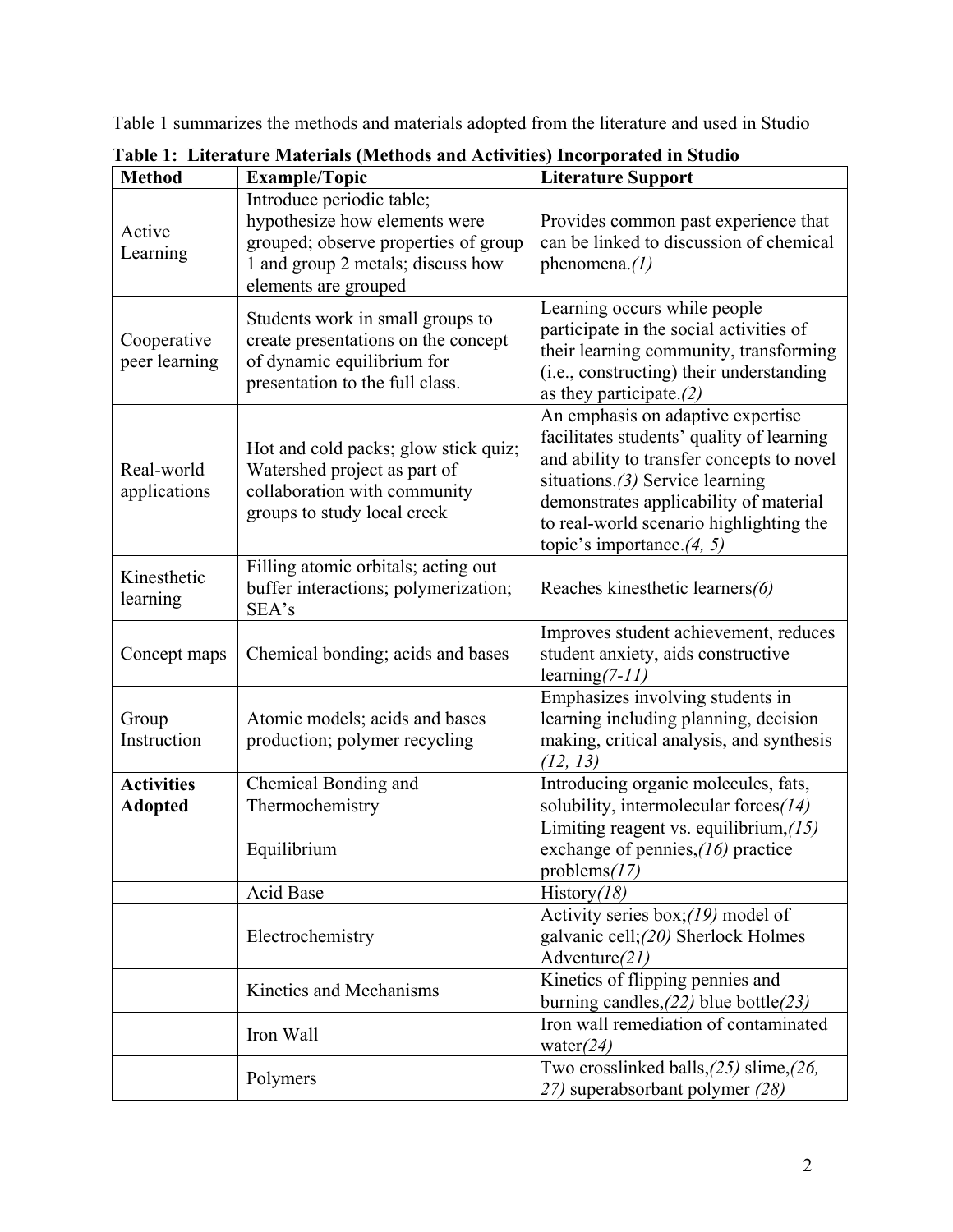Table 1 summarizes the methods and materials adopted from the literature and used in Studio

**Table 1: Literature Materials (Methods and Activities) Incorporated in Studio**

| **Method** | **Example/Topic** | **Literature Support** |
|---|---|---|
| Active Learning | Introduce periodic table; hypothesize how elements were grouped; observe properties of group 1 and group 2 metals; discuss how elements are grouped | Provides common past experience that can be linked to discussion of chemical phenomena.*(1)* |
| Cooperative peer learning | Students work in small groups to create presentations on the concept of dynamic equilibrium for presentation to the full class. | Learning occurs while people participate in the social activities of their learning community, transforming (i.e., constructing) their understanding as they participate.*(2)* |
| Real-world applications | Hot and cold packs; glow stick quiz; Watershed project as part of collaboration with community groups to study local creek | An emphasis on adaptive expertise facilitates students' quality of learning and ability to transfer concepts to novel situations.*(3)* Service learning demonstrates applicability of material to real-world scenario highlighting the topic's importance.*(4, 5)* |
| Kinesthetic learning | Filling atomic orbitals; acting out buffer interactions; polymerization; SEA's | Reaches kinesthetic learners*(6)* |
| Concept maps | Chemical bonding; acids and bases | Improves student achievement, reduces student anxiety, aids constructive learning*(7-11)* |
| Group Instruction | Atomic models; acids and bases production; polymer recycling | Emphasizes involving students in learning including planning, decision making, critical analysis, and synthesis *(12, 13)* |
| **Activities Adopted** | Chemical Bonding and Thermochemistry | Introducing organic molecules, fats, solubility, intermolecular forces*(14)* |
| | Equilibrium | Limiting reagent vs. equilibrium,*(15)* exchange of pennies,*(16)* practice problems*(17)* |
| | Acid Base | History*(18)* |
| | Electrochemistry | Activity series box;*(19)* model of galvanic cell;*(20)* Sherlock Holmes Adventure*(21)* |
| | Kinetics and Mechanisms | Kinetics of flipping pennies and burning candles,*(22)* blue bottle*(23)* |
| | Iron Wall | Iron wall remediation of contaminated water*(24)* |
| | Polymers | Two crosslinked balls,*(25)* slime,*(26, 27)* superabsorbant polymer *(28)* |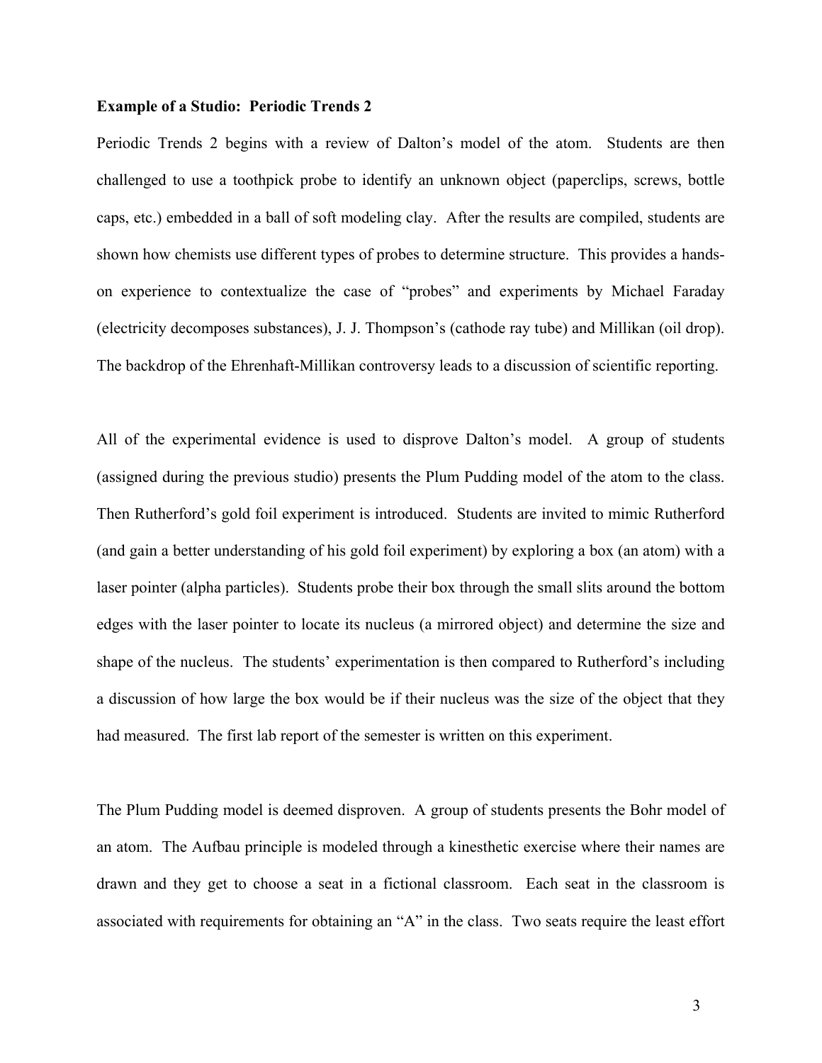**Example of a Studio: Periodic Trends 2**

Periodic Trends 2 begins with a review of Dalton's model of the atom. Students are then challenged to use a toothpick probe to identify an unknown object (paperclips, screws, bottle caps, etc.) embedded in a ball of soft modeling clay. After the results are compiled, students are shown how chemists use different types of probes to determine structure. This provides a hands-on experience to contextualize the case of "probes" and experiments by Michael Faraday (electricity decomposes substances), J. J. Thompson's (cathode ray tube) and Millikan (oil drop). The backdrop of the Ehrenhaft-Millikan controversy leads to a discussion of scientific reporting.

All of the experimental evidence is used to disprove Dalton's model. A group of students (assigned during the previous studio) presents the Plum Pudding model of the atom to the class. Then Rutherford's gold foil experiment is introduced. Students are invited to mimic Rutherford (and gain a better understanding of his gold foil experiment) by exploring a box (an atom) with a laser pointer (alpha particles). Students probe their box through the small slits around the bottom edges with the laser pointer to locate its nucleus (a mirrored object) and determine the size and shape of the nucleus. The students' experimentation is then compared to Rutherford's including a discussion of how large the box would be if their nucleus was the size of the object that they had measured. The first lab report of the semester is written on this experiment.

The Plum Pudding model is deemed disproven. A group of students presents the Bohr model of an atom. The Aufbau principle is modeled through a kinesthetic exercise where their names are drawn and they get to choose a seat in a fictional classroom. Each seat in the classroom is associated with requirements for obtaining an "A" in the class. Two seats require the least effort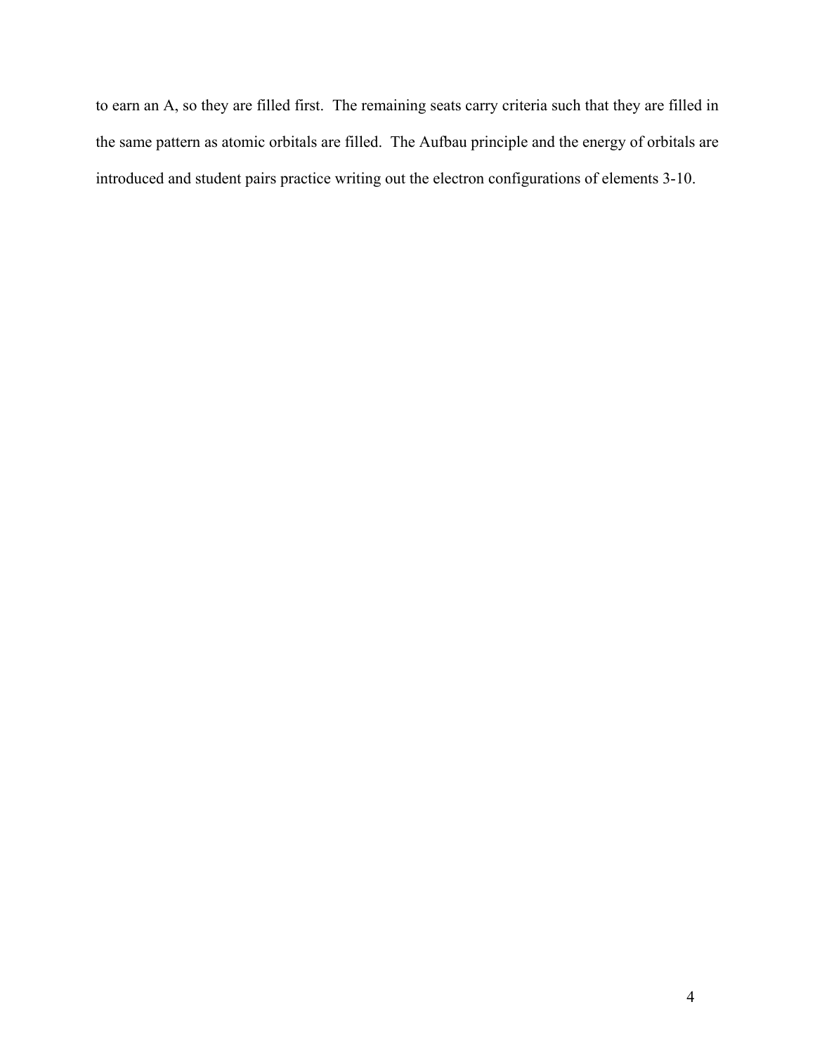to earn an A, so they are filled first. The remaining seats carry criteria such that they are filled in the same pattern as atomic orbitals are filled. The Aufbau principle and the energy of orbitals are introduced and student pairs practice writing out the electron configurations of elements 3-10.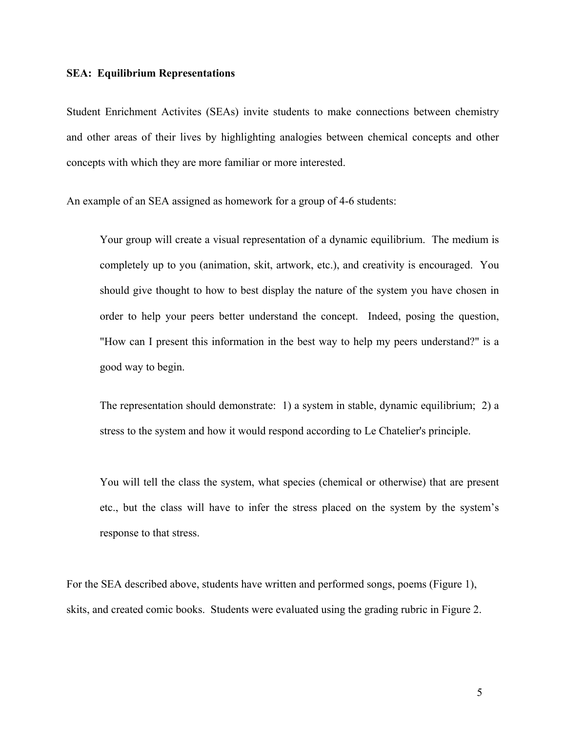**SEA: Equilibrium Representations**

Student Enrichment Activites (SEAs) invite students to make connections between chemistry and other areas of their lives by highlighting analogies between chemical concepts and other concepts with which they are more familiar or more interested.

An example of an SEA assigned as homework for a group of 4-6 students:

> Your group will create a visual representation of a dynamic equilibrium. The medium is completely up to you (animation, skit, artwork, etc.), and creativity is encouraged. You should give thought to how to best display the nature of the system you have chosen in order to help your peers better understand the concept. Indeed, posing the question, "How can I present this information in the best way to help my peers understand?" is a good way to begin.
>
> The representation should demonstrate: 1) a system in stable, dynamic equilibrium; 2) a stress to the system and how it would respond according to Le Chatelier's principle.
>
> You will tell the class the system, what species (chemical or otherwise) that are present etc., but the class will have to infer the stress placed on the system by the system's response to that stress.

For the SEA described above, students have written and performed songs, poems (Figure 1), skits, and created comic books. Students were evaluated using the grading rubric in Figure 2.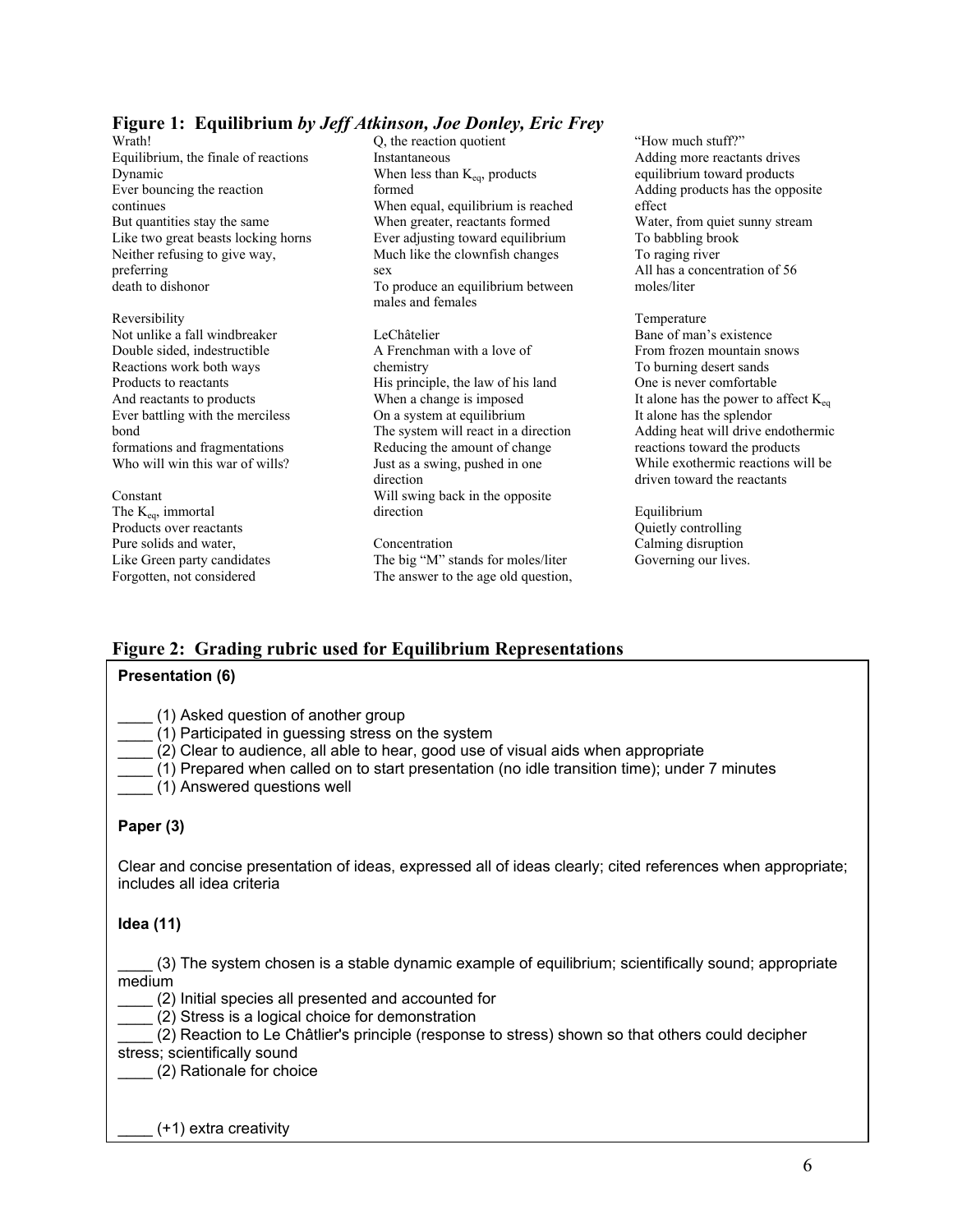### Figure 1: Equilibrium *by Jeff Atkinson, Joe Donley, Eric Frey*

Wrath!
Equilibrium, the finale of reactions
Dynamic
Ever bouncing the reaction continues
But quantities stay the same
Like two great beasts locking horns
Neither refusing to give way, preferring death to dishonor

Reversibility
Not unlike a fall windbreaker
Double sided, indestructible
Reactions work both ways
Products to reactants
And reactants to products
Ever battling with the merciless bond formations and fragmentations
Who will win this war of wills?

Constant
The $K_{eq}$, immortal
Products over reactants
Pure solids and water,
Like Green party candidates
Forgotten, not considered

Q, the reaction quotient
Instantaneous
When less than $K_{eq}$, products formed
When equal, equilibrium is reached
When greater, reactants formed
Ever adjusting toward equilibrium
Much like the clownfish changes sex
To produce an equilibrium between males and females

LeChâtelier
A Frenchman with a love of chemistry
His principle, the law of his land
When a change is imposed
On a system at equilibrium
The system will react in a direction
Reducing the amount of change
Just as a swing, pushed in one direction
Will swing back in the opposite direction

Concentration
The big "M" stands for moles/liter
The answer to the age old question, "How much stuff?"
Adding more reactants drives equilibrium toward products
Adding products has the opposite effect
Water, from quiet sunny stream
To babbling brook
To raging river
All has a concentration of 56 moles/liter

Temperature
Bane of man's existence
From frozen mountain snows
To burning desert sands
One is never comfortable
It alone has the power to affect $K_{eq}$
It alone has the splendor
Adding heat will drive endothermic reactions toward the products
While exothermic reactions will be driven toward the reactants

Equilibrium
Quietly controlling
Calming disruption
Governing our lives.

### Figure 2: Grading rubric used for Equilibrium Representations

**Presentation (6)**

____ (1) Asked question of another group
____ (1) Participated in guessing stress on the system
____ (2) Clear to audience, all able to hear, good use of visual aids when appropriate
____ (1) Prepared when called on to start presentation (no idle transition time); under 7 minutes
____ (1) Answered questions well

**Paper (3)**

Clear and concise presentation of ideas, expressed all of ideas clearly; cited references when appropriate; includes all idea criteria

**Idea (11)**

____ (3) The system chosen is a stable dynamic example of equilibrium; scientifically sound; appropriate medium
____ (2) Initial species all presented and accounted for
____ (2) Stress is a logical choice for demonstration
____ (2) Reaction to Le Châtlier's principle (response to stress) shown so that others could decipher stress; scientifically sound
____ (2) Rationale for choice

____ (+1) extra creativity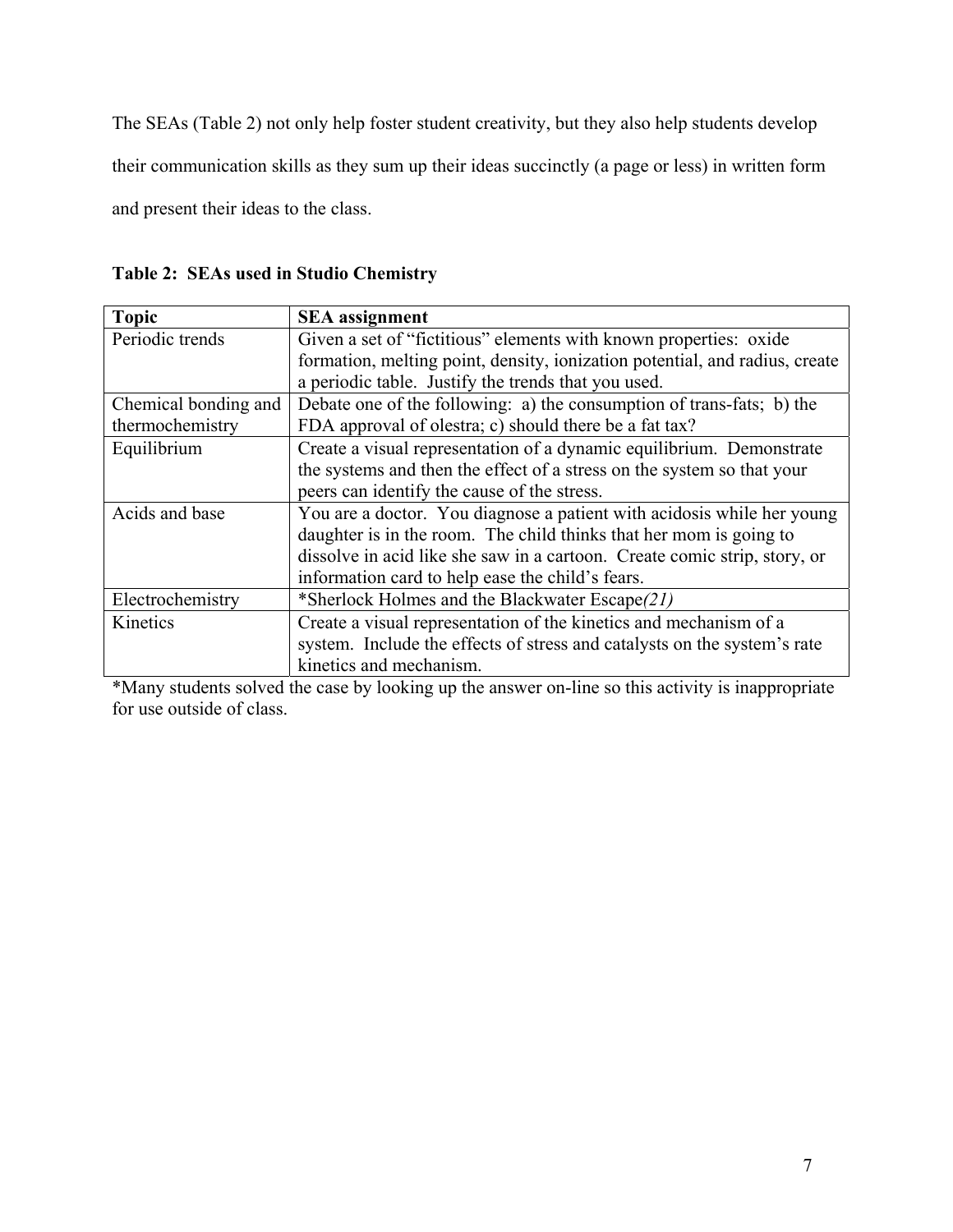The SEAs (Table 2) not only help foster student creativity, but they also help students develop their communication skills as they sum up their ideas succinctly (a page or less) in written form and present their ideas to the class.

**Table 2: SEAs used in Studio Chemistry**

| **Topic** | **SEA assignment** |
|---|---|
| Periodic trends | Given a set of "fictitious" elements with known properties: oxide formation, melting point, density, ionization potential, and radius, create a periodic table. Justify the trends that you used. |
| Chemical bonding and thermochemistry | Debate one of the following: a) the consumption of trans-fats; b) the FDA approval of olestra; c) should there be a fat tax? |
| Equilibrium | Create a visual representation of a dynamic equilibrium. Demonstrate the systems and then the effect of a stress on the system so that your peers can identify the cause of the stress. |
| Acids and base | You are a doctor. You diagnose a patient with acidosis while her young daughter is in the room. The child thinks that her mom is going to dissolve in acid like she saw in a cartoon. Create comic strip, story, or information card to help ease the child's fears. |
| Electrochemistry | *Sherlock Holmes and the Blackwater Escape*(21)* |
| Kinetics | Create a visual representation of the kinetics and mechanism of a system. Include the effects of stress and catalysts on the system's rate kinetics and mechanism. |

*Many students solved the case by looking up the answer on-line so this activity is inappropriate for use outside of class.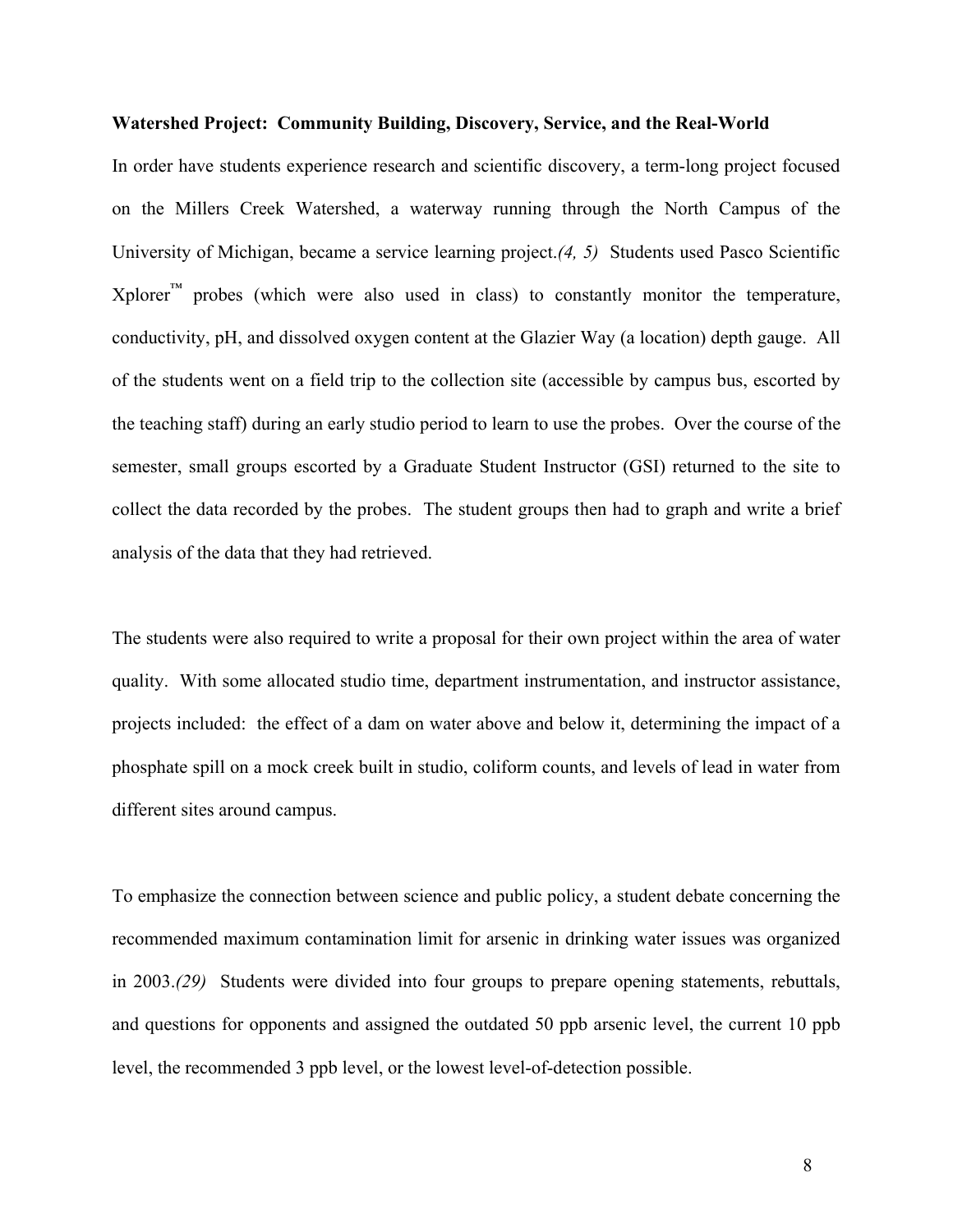**Watershed Project: Community Building, Discovery, Service, and the Real-World**

In order have students experience research and scientific discovery, a term-long project focused on the Millers Creek Watershed, a waterway running through the North Campus of the University of Michigan, became a service learning project.*(4, 5)* Students used Pasco Scientific Xplorer™ probes (which were also used in class) to constantly monitor the temperature, conductivity, pH, and dissolved oxygen content at the Glazier Way (a location) depth gauge. All of the students went on a field trip to the collection site (accessible by campus bus, escorted by the teaching staff) during an early studio period to learn to use the probes. Over the course of the semester, small groups escorted by a Graduate Student Instructor (GSI) returned to the site to collect the data recorded by the probes. The student groups then had to graph and write a brief analysis of the data that they had retrieved.

The students were also required to write a proposal for their own project within the area of water quality. With some allocated studio time, department instrumentation, and instructor assistance, projects included: the effect of a dam on water above and below it, determining the impact of a phosphate spill on a mock creek built in studio, coliform counts, and levels of lead in water from different sites around campus.

To emphasize the connection between science and public policy, a student debate concerning the recommended maximum contamination limit for arsenic in drinking water issues was organized in 2003.*(29)* Students were divided into four groups to prepare opening statements, rebuttals, and questions for opponents and assigned the outdated 50 ppb arsenic level, the current 10 ppb level, the recommended 3 ppb level, or the lowest level-of-detection possible.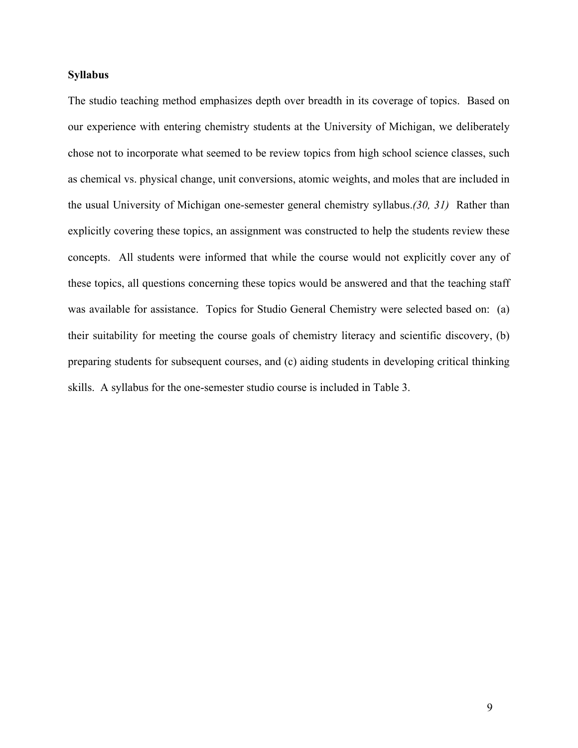**Syllabus**

The studio teaching method emphasizes depth over breadth in its coverage of topics. Based on our experience with entering chemistry students at the University of Michigan, we deliberately chose not to incorporate what seemed to be review topics from high school science classes, such as chemical vs. physical change, unit conversions, atomic weights, and moles that are included in the usual University of Michigan one-semester general chemistry syllabus.*(30, 31)* Rather than explicitly covering these topics, an assignment was constructed to help the students review these concepts. All students were informed that while the course would not explicitly cover any of these topics, all questions concerning these topics would be answered and that the teaching staff was available for assistance. Topics for Studio General Chemistry were selected based on: (a) their suitability for meeting the course goals of chemistry literacy and scientific discovery, (b) preparing students for subsequent courses, and (c) aiding students in developing critical thinking skills. A syllabus for the one-semester studio course is included in Table 3.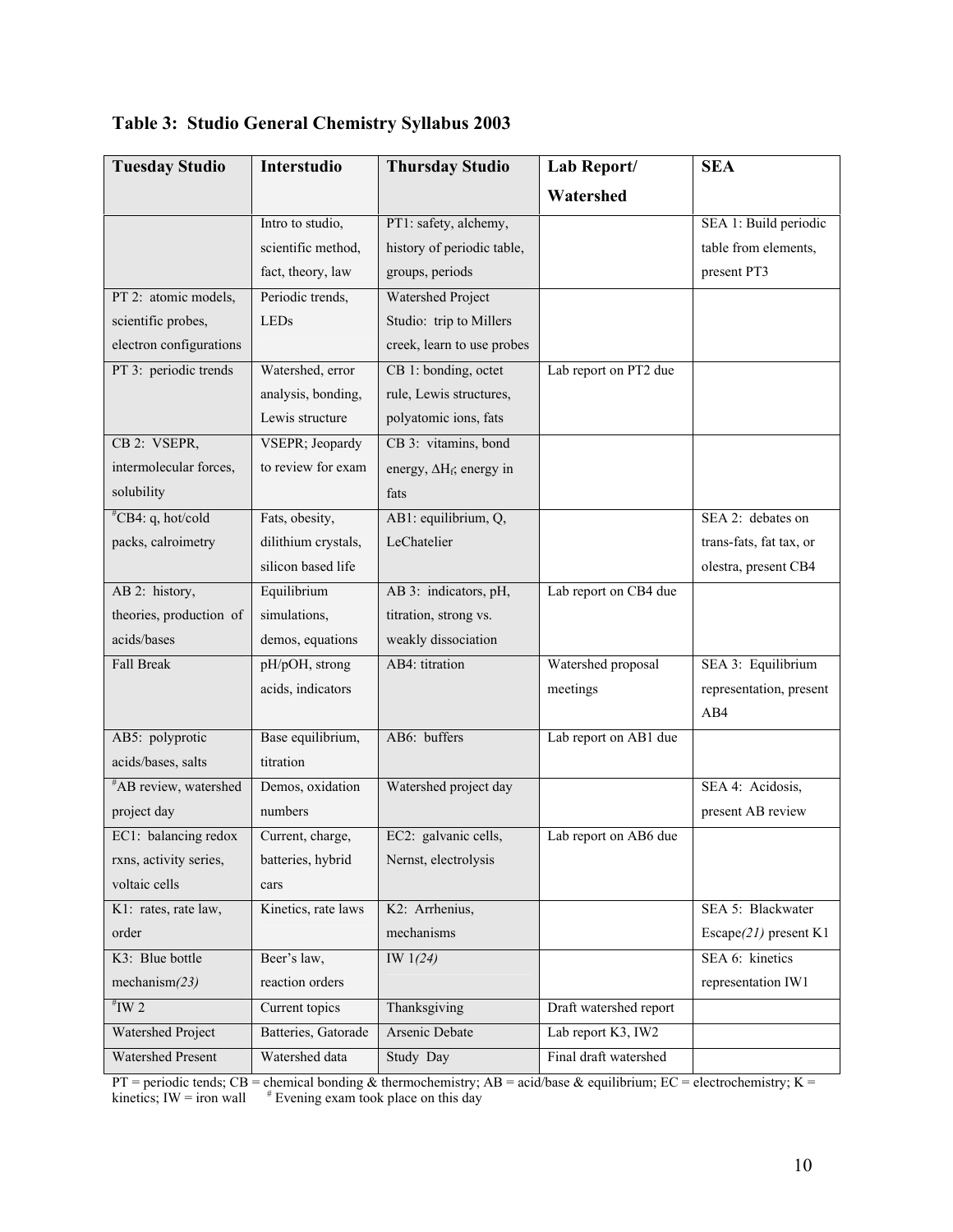**Table 3: Studio General Chemistry Syllabus 2003**

| Tuesday Studio | Interstudio | Thursday Studio | Lab Report/ Watershed | SEA |
|---|---|---|---|---|
| | Intro to studio, scientific method, fact, theory, law | PT1: safety, alchemy, history of periodic table, groups, periods | | SEA 1: Build periodic table from elements, present PT3 |
| PT 2: atomic models, scientific probes, electron configurations | Periodic trends, LEDs | Watershed Project Studio: trip to Millers creek, learn to use probes | | |
| PT 3: periodic trends | Watershed, error analysis, bonding, Lewis structure | CB 1: bonding, octet rule, Lewis structures, polyatomic ions, fats | Lab report on PT2 due | |
| CB 2: VSEPR, intermolecular forces, solubility | VSEPR; Jeopardy to review for exam | CB 3: vitamins, bond energy, $\Delta H_f$; energy in fats | | |
| #CB4: q, hot/cold packs, calroimetry | Fats, obesity, dilithium crystals, silicon based life | AB1: equilibrium, Q, LeChatelier | | SEA 2: debates on trans-fats, fat tax, or olestra, present CB4 |
| AB 2: history, theories, production of acids/bases | Equilibrium simulations, demos, equations | AB 3: indicators, pH, titration, strong vs. weakly dissociation | Lab report on CB4 due | |
| Fall Break | pH/pOH, strong acids, indicators | AB4: titration | Watershed proposal meetings | SEA 3: Equilibrium representation, present AB4 |
| AB5: polyprotic acids/bases, salts | Base equilibrium, titration | AB6: buffers | Lab report on AB1 due | |
| #AB review, watershed project day | Demos, oxidation numbers | Watershed project day | | SEA 4: Acidosis, present AB review |
| EC1: balancing redox rxns, activity series, voltaic cells | Current, charge, batteries, hybrid cars | EC2: galvanic cells, Nernst, electrolysis | Lab report on AB6 due | |
| K1: rates, rate law, order | Kinetics, rate laws | K2: Arrhenius, mechanisms | | SEA 5: Blackwater Escape*(21)* present K1 |
| K3: Blue bottle mechanism*(23)* | Beer's law, reaction orders | IW 1*(24)* | | SEA 6: kinetics representation IW1 |
| #IW 2 | Current topics | Thanksgiving | Draft watershed report | |
| Watershed Project | Batteries, Gatorade | Arsenic Debate | Lab report K3, IW2 | |
| Watershed Present | Watershed data | Study Day | Final draft watershed | |

PT = periodic tends; CB = chemical bonding & thermochemistry; AB = acid/base & equilibrium; EC = electrochemistry; K = kinetics; IW = iron wall    # Evening exam took place on this day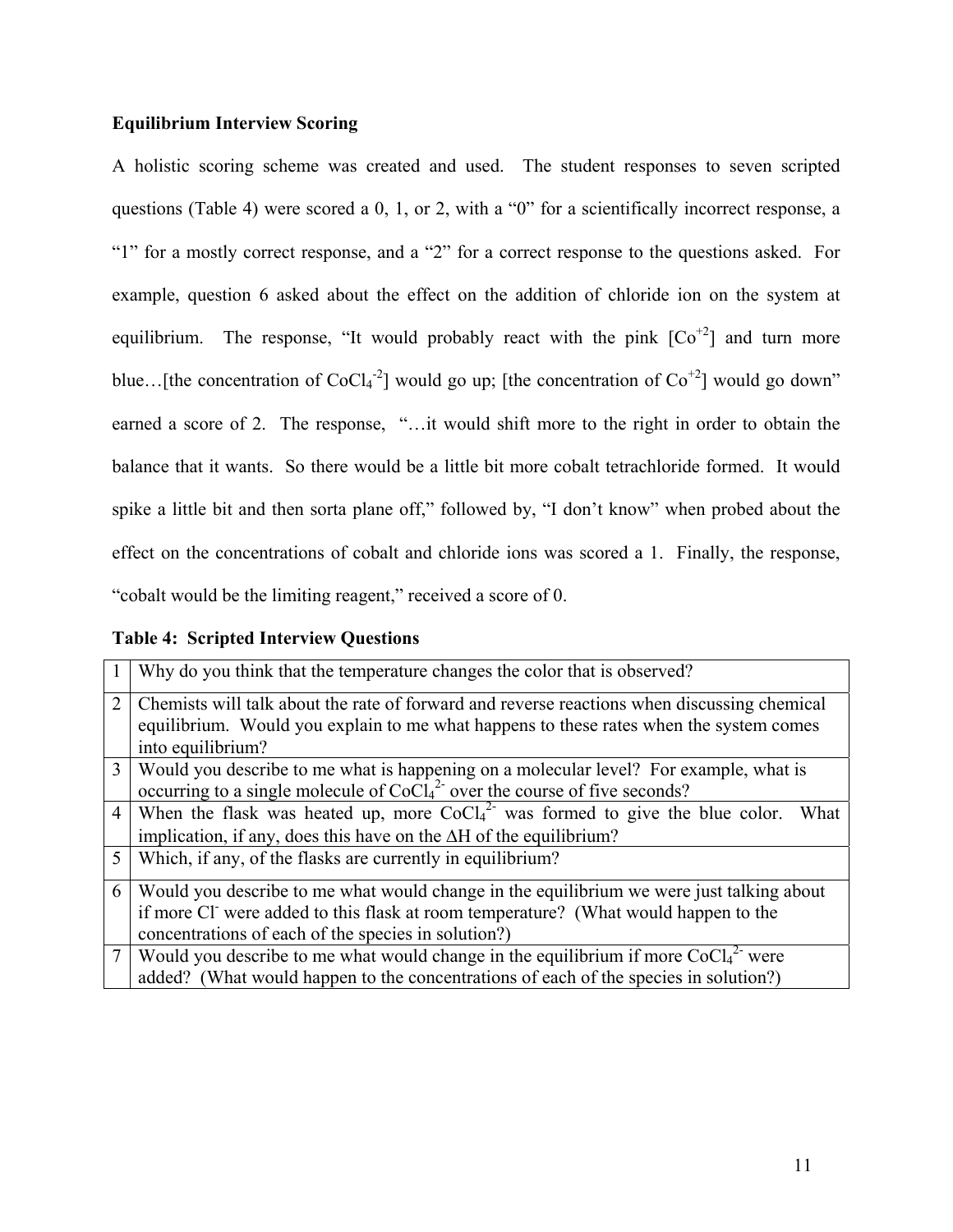**Equilibrium Interview Scoring**

A holistic scoring scheme was created and used. The student responses to seven scripted questions (Table 4) were scored a 0, 1, or 2, with a "0" for a scientifically incorrect response, a "1" for a mostly correct response, and a "2" for a correct response to the questions asked. For example, question 6 asked about the effect on the addition of chloride ion on the system at equilibrium. The response, "It would probably react with the pink [$Co^{+2}$] and turn more blue…[the concentration of $CoCl_4^{-2}$] would go up; [the concentration of $Co^{+2}$] would go down" earned a score of 2. The response, "…it would shift more to the right in order to obtain the balance that it wants. So there would be a little bit more cobalt tetrachloride formed. It would spike a little bit and then sorta plane off," followed by, "I don't know" when probed about the effect on the concentrations of cobalt and chloride ions was scored a 1. Finally, the response, "cobalt would be the limiting reagent," received a score of 0.

**Table 4: Scripted Interview Questions**

| | |
|---|---|
| 1 | Why do you think that the temperature changes the color that is observed? |
| 2 | Chemists will talk about the rate of forward and reverse reactions when discussing chemical equilibrium. Would you explain to me what happens to these rates when the system comes into equilibrium? |
| 3 | Would you describe to me what is happening on a molecular level? For example, what is occurring to a single molecule of $CoCl_4^{2-}$ over the course of five seconds? |
| 4 | When the flask was heated up, more $CoCl_4^{2-}$ was formed to give the blue color. What implication, if any, does this have on the $\Delta H$ of the equilibrium? |
| 5 | Which, if any, of the flasks are currently in equilibrium? |
| 6 | Would you describe to me what would change in the equilibrium we were just talking about if more $Cl^-$ were added to this flask at room temperature? (What would happen to the concentrations of each of the species in solution?) |
| 7 | Would you describe to me what would change in the equilibrium if more $CoCl_4^{2-}$ were added? (What would happen to the concentrations of each of the species in solution?) |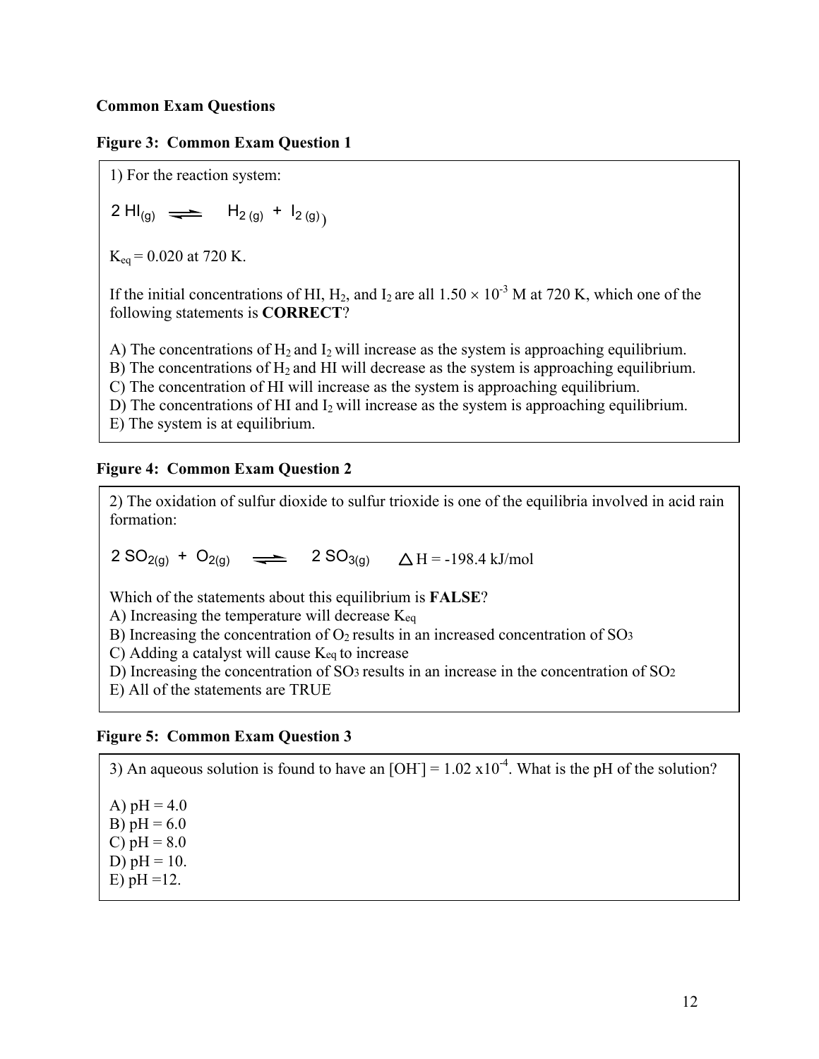**Common Exam Questions**

**Figure 3: Common Exam Question 1**

1) For the reaction system:

$$2\ HI_{(g)} \rightleftharpoons H_{2\,(g)} + I_{2\,(g)})$$

$K_{eq} = 0.020$ at 720 K.

If the initial concentrations of HI, $H_2$, and $I_2$ are all $1.50 \times 10^{-3}$ M at 720 K, which one of the following statements is **CORRECT**?

A) The concentrations of $H_2$ and $I_2$ will increase as the system is approaching equilibrium.
B) The concentrations of $H_2$ and HI will decrease as the system is approaching equilibrium.
C) The concentration of HI will increase as the system is approaching equilibrium.
D) The concentrations of HI and $I_2$ will increase as the system is approaching equilibrium.
E) The system is at equilibrium.

**Figure 4: Common Exam Question 2**

2) The oxidation of sulfur dioxide to sulfur trioxide is one of the equilibria involved in acid rain formation:

$$2\ SO_{2(g)} + O_{2(g)} \rightleftharpoons 2\ SO_{3(g)} \quad \Delta H = -198.4 \text{ kJ/mol}$$

Which of the statements about this equilibrium is **FALSE**?
A) Increasing the temperature will decrease $K_{eq}$
B) Increasing the concentration of $O_2$ results in an increased concentration of $SO_3$
C) Adding a catalyst will cause $K_{eq}$ to increase
D) Increasing the concentration of $SO_3$ results in an increase in the concentration of $SO_2$
E) All of the statements are TRUE

**Figure 5: Common Exam Question 3**

3) An aqueous solution is found to have an $[OH^-] = 1.02 \times 10^{-4}$. What is the pH of the solution?

A) pH = 4.0
B) pH = 6.0
C) pH = 8.0
D) pH = 10.
E) pH =12.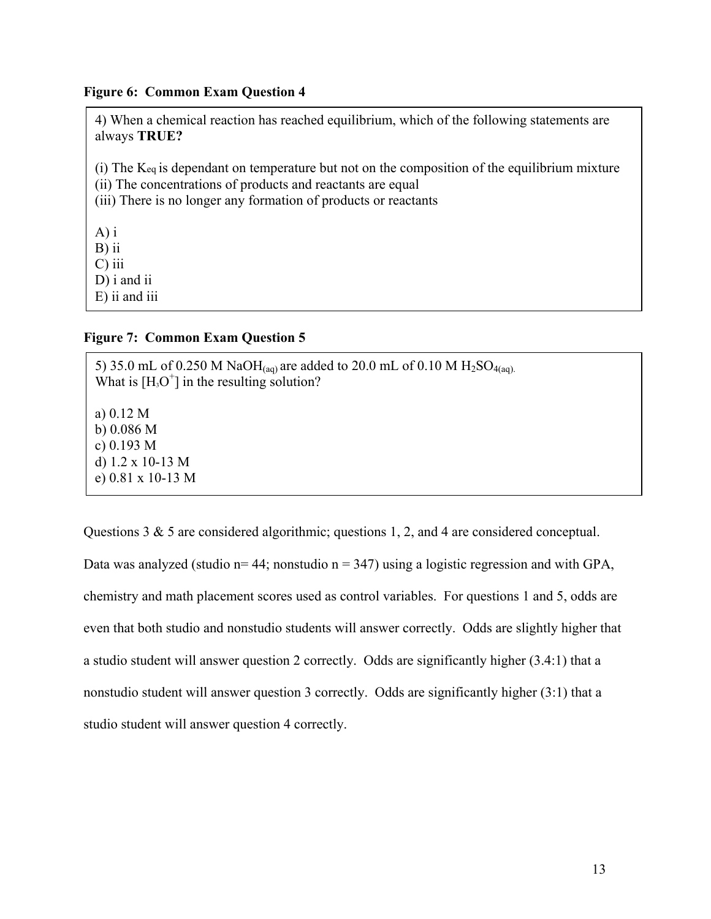**Figure 6: Common Exam Question 4**

4) When a chemical reaction has reached equilibrium, which of the following statements are always **TRUE?**

(i) The $K_{eq}$ is dependant on temperature but not on the composition of the equilibrium mixture
(ii) The concentrations of products and reactants are equal
(iii) There is no longer any formation of products or reactants

A) i
B) ii
C) iii
D) i and ii
E) ii and iii

**Figure 7: Common Exam Question 5**

5) 35.0 mL of 0.250 M $NaOH_{(aq)}$ are added to 20.0 mL of 0.10 M $H_2SO_{4(aq).}$
What is $[H_3O^+]$ in the resulting solution?

a) 0.12 M
b) 0.086 M
c) 0.193 M
d) 1.2 x 10-13 M
e) 0.81 x 10-13 M

Questions 3 & 5 are considered algorithmic; questions 1, 2, and 4 are considered conceptual. Data was analyzed (studio n= 44; nonstudio n = 347) using a logistic regression and with GPA, chemistry and math placement scores used as control variables. For questions 1 and 5, odds are even that both studio and nonstudio students will answer correctly. Odds are slightly higher that a studio student will answer question 2 correctly. Odds are significantly higher (3.4:1) that a nonstudio student will answer question 3 correctly. Odds are significantly higher (3:1) that a studio student will answer question 4 correctly.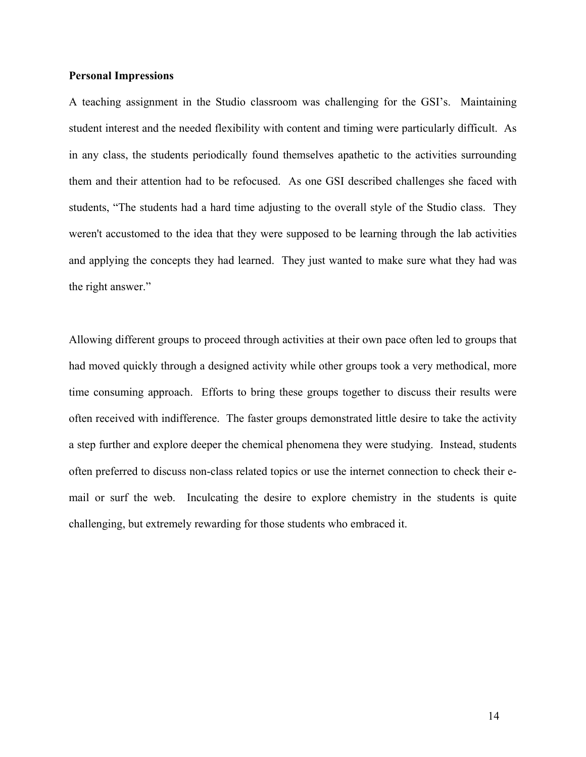**Personal Impressions**

A teaching assignment in the Studio classroom was challenging for the GSI's. Maintaining student interest and the needed flexibility with content and timing were particularly difficult. As in any class, the students periodically found themselves apathetic to the activities surrounding them and their attention had to be refocused. As one GSI described challenges she faced with students, "The students had a hard time adjusting to the overall style of the Studio class. They weren't accustomed to the idea that they were supposed to be learning through the lab activities and applying the concepts they had learned. They just wanted to make sure what they had was the right answer."

Allowing different groups to proceed through activities at their own pace often led to groups that had moved quickly through a designed activity while other groups took a very methodical, more time consuming approach. Efforts to bring these groups together to discuss their results were often received with indifference. The faster groups demonstrated little desire to take the activity a step further and explore deeper the chemical phenomena they were studying. Instead, students often preferred to discuss non-class related topics or use the internet connection to check their e-mail or surf the web. Inculcating the desire to explore chemistry in the students is quite challenging, but extremely rewarding for those students who embraced it.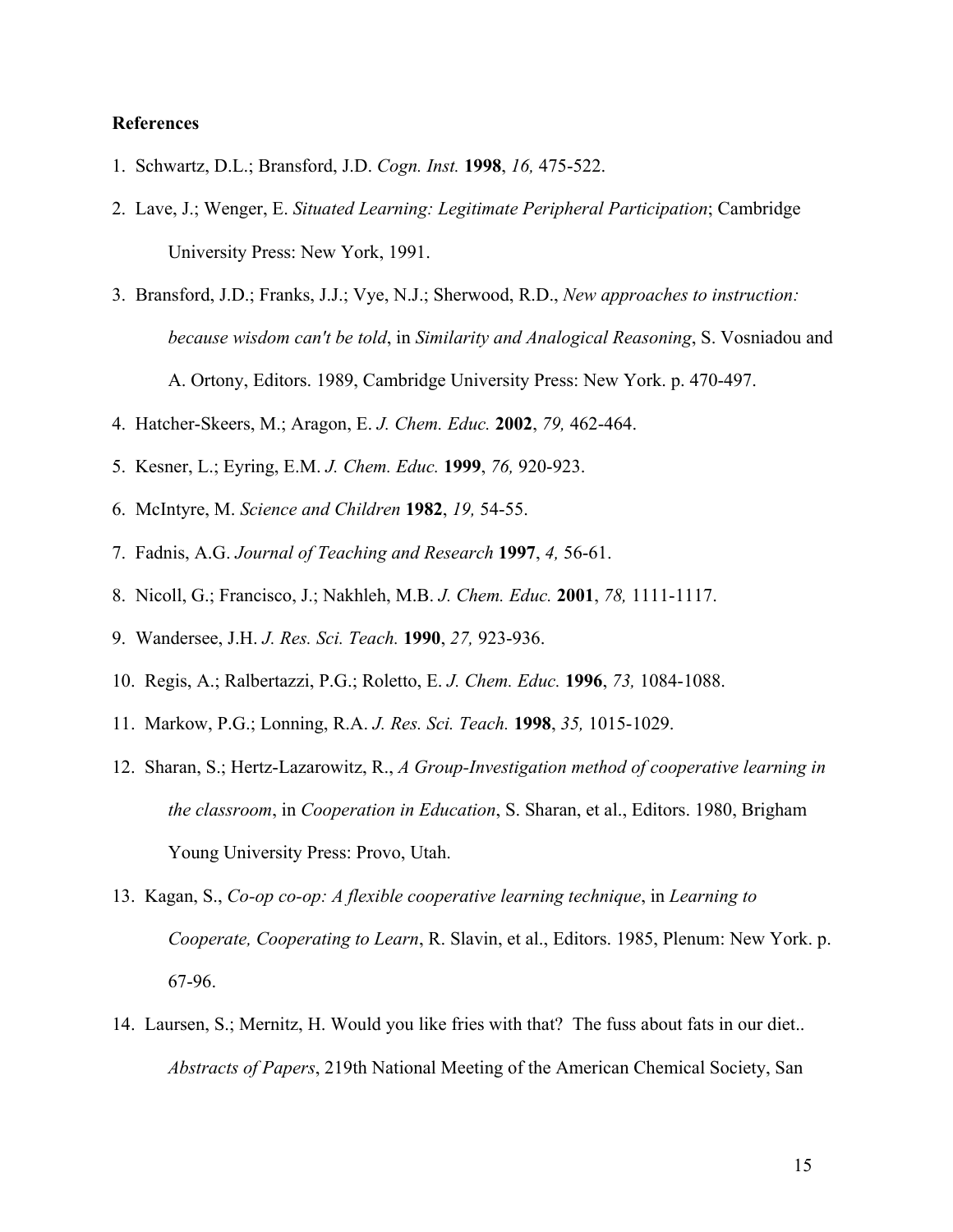**References**

1. Schwartz, D.L.; Bransford, J.D. *Cogn. Inst.* **1998**, *16,* 475-522.
2. Lave, J.; Wenger, E. *Situated Learning: Legitimate Peripheral Participation*; Cambridge University Press: New York, 1991.
3. Bransford, J.D.; Franks, J.J.; Vye, N.J.; Sherwood, R.D., *New approaches to instruction: because wisdom can't be told*, in *Similarity and Analogical Reasoning*, S. Vosniadou and A. Ortony, Editors. 1989, Cambridge University Press: New York. p. 470-497.
4. Hatcher-Skeers, M.; Aragon, E. *J. Chem. Educ.* **2002**, *79,* 462-464.
5. Kesner, L.; Eyring, E.M. *J. Chem. Educ.* **1999**, *76,* 920-923.
6. McIntyre, M. *Science and Children* **1982**, *19,* 54-55.
7. Fadnis, A.G. *Journal of Teaching and Research* **1997**, *4,* 56-61.
8. Nicoll, G.; Francisco, J.; Nakhleh, M.B. *J. Chem. Educ.* **2001**, *78,* 1111-1117.
9. Wandersee, J.H. *J. Res. Sci. Teach.* **1990**, *27,* 923-936.
10. Regis, A.; Ralbertazzi, P.G.; Roletto, E. *J. Chem. Educ.* **1996**, *73,* 1084-1088.
11. Markow, P.G.; Lonning, R.A. *J. Res. Sci. Teach.* **1998**, *35,* 1015-1029.
12. Sharan, S.; Hertz-Lazarowitz, R., *A Group-Investigation method of cooperative learning in the classroom*, in *Cooperation in Education*, S. Sharan, et al., Editors. 1980, Brigham Young University Press: Provo, Utah.
13. Kagan, S., *Co-op co-op: A flexible cooperative learning technique*, in *Learning to Cooperate, Cooperating to Learn*, R. Slavin, et al., Editors. 1985, Plenum: New York. p. 67-96.
14. Laursen, S.; Mernitz, H. Would you like fries with that? The fuss about fats in our diet.. *Abstracts of Papers*, 219th National Meeting of the American Chemical Society, San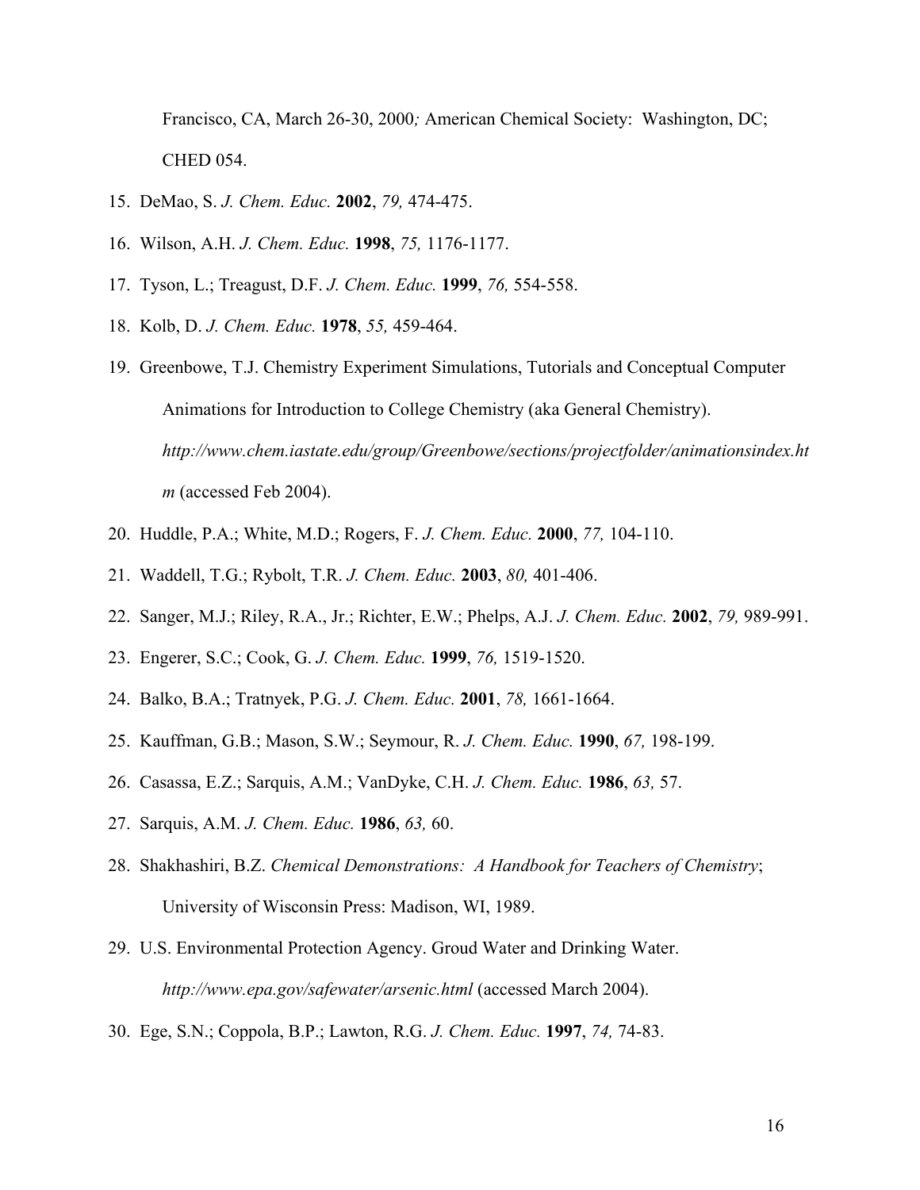Francisco, CA, March 26-30, 2000*;* American Chemical Society: Washington, DC; CHED 054.

15. DeMao, S. *J. Chem. Educ.* **2002**, *79,* 474-475.
16. Wilson, A.H. *J. Chem. Educ.* **1998**, *75,* 1176-1177.
17. Tyson, L.; Treagust, D.F. *J. Chem. Educ.* **1999**, *76,* 554-558.
18. Kolb, D. *J. Chem. Educ.* **1978**, *55,* 459-464.
19. Greenbowe, T.J. Chemistry Experiment Simulations, Tutorials and Conceptual Computer Animations for Introduction to College Chemistry (aka General Chemistry). *http://www.chem.iastate.edu/group/Greenbowe/sections/projectfolder/animationsindex.htm* (accessed Feb 2004).
20. Huddle, P.A.; White, M.D.; Rogers, F. *J. Chem. Educ.* **2000**, *77,* 104-110.
21. Waddell, T.G.; Rybolt, T.R. *J. Chem. Educ.* **2003**, *80,* 401-406.
22. Sanger, M.J.; Riley, R.A., Jr.; Richter, E.W.; Phelps, A.J. *J. Chem. Educ.* **2002**, *79,* 989-991.
23. Engerer, S.C.; Cook, G. *J. Chem. Educ.* **1999**, *76,* 1519-1520.
24. Balko, B.A.; Tratnyek, P.G. *J. Chem. Educ.* **2001**, *78,* 1661-1664.
25. Kauffman, G.B.; Mason, S.W.; Seymour, R. *J. Chem. Educ.* **1990**, *67,* 198-199.
26. Casassa, E.Z.; Sarquis, A.M.; VanDyke, C.H. *J. Chem. Educ.* **1986**, *63,* 57.
27. Sarquis, A.M. *J. Chem. Educ.* **1986**, *63,* 60.
28. Shakhashiri, B.Z. *Chemical Demonstrations: A Handbook for Teachers of Chemistry*; University of Wisconsin Press: Madison, WI, 1989.
29. U.S. Environmental Protection Agency. Groud Water and Drinking Water. *http://www.epa.gov/safewater/arsenic.html* (accessed March 2004).
30. Ege, S.N.; Coppola, B.P.; Lawton, R.G. *J. Chem. Educ.* **1997**, *74,* 74-83.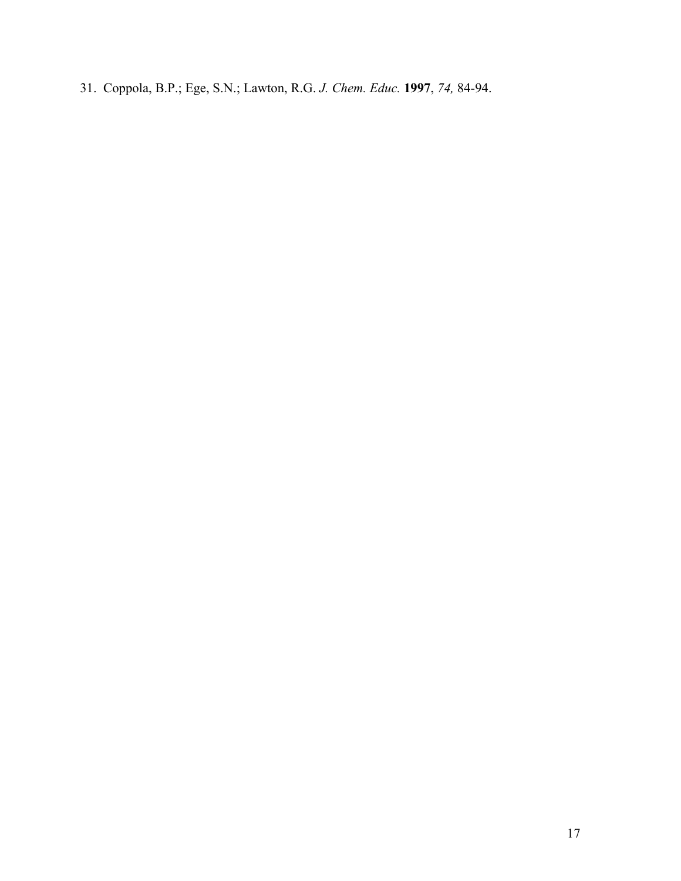31. Coppola, B.P.; Ege, S.N.; Lawton, R.G. *J. Chem. Educ.* **1997**, *74,* 84-94.